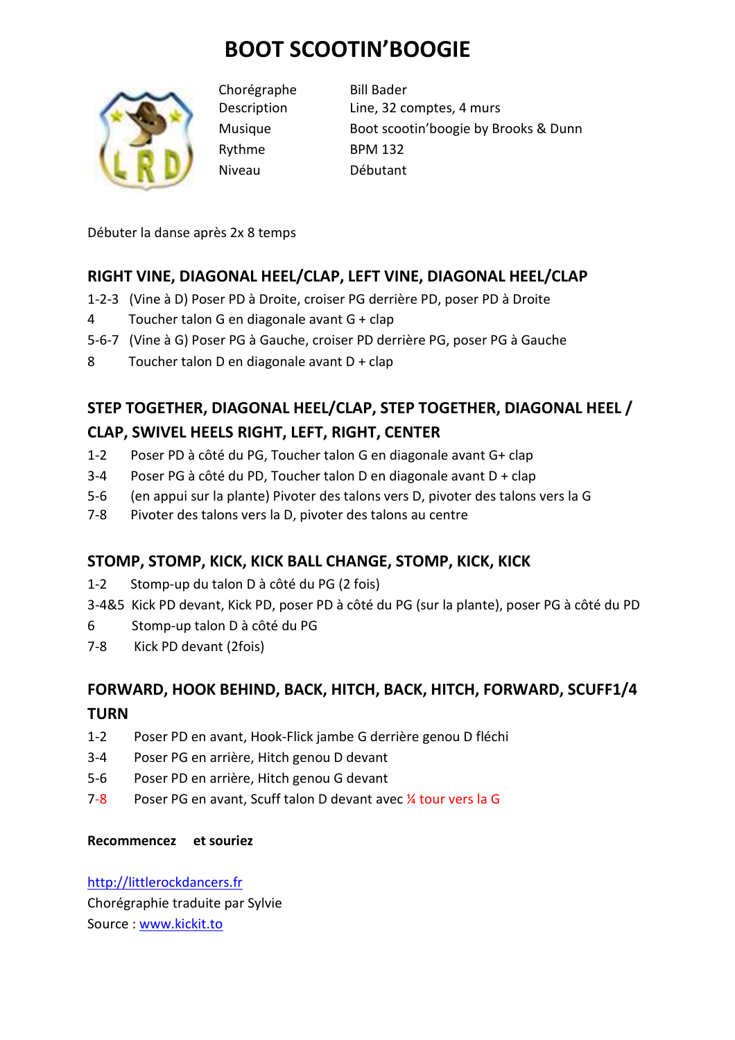# BOOT SCOOTIN'BOOGIE

| | |
|---|---|
| Chorégraphe | Bill Bader |
| Description | Line, 32 comptes, 4 murs |
| Musique | Boot scootin'boogie by Brooks & Dunn |
| Rythme | BPM 132 |
| Niveau | Débutant |

Débuter la danse après 2x 8 temps

## RIGHT VINE, DIAGONAL HEEL/CLAP, LEFT VINE, DIAGONAL HEEL/CLAP

1-2-3 (Vine à D) Poser PD à Droite, croiser PG derrière PD, poser PD à Droite
4 Toucher talon G en diagonale avant G + clap
5-6-7 (Vine à G) Poser PG à Gauche, croiser PD derrière PG, poser PG à Gauche
8 Toucher talon D en diagonale avant D + clap

## STEP TOGETHER, DIAGONAL HEEL/CLAP, STEP TOGETHER, DIAGONAL HEEL / CLAP, SWIVEL HEELS RIGHT, LEFT, RIGHT, CENTER

1-2 Poser PD à côté du PG, Toucher talon G en diagonale avant G+ clap
3-4 Poser PG à côté du PD, Toucher talon D en diagonale avant D + clap
5-6 (en appui sur la plante) Pivoter des talons vers D, pivoter des talons vers la G
7-8 Pivoter des talons vers la D, pivoter des talons au centre

## STOMP, STOMP, KICK, KICK BALL CHANGE, STOMP, KICK, KICK

1-2 Stomp-up du talon D à côté du PG (2 fois)
3-4&5 Kick PD devant, Kick PD, poser PD à côté du PG (sur la plante), poser PG à côté du PD
6 Stomp-up talon D à côté du PG
7-8 Kick PD devant (2fois)

## FORWARD, HOOK BEHIND, BACK, HITCH, BACK, HITCH, FORWARD, SCUFF1/4 TURN

1-2 Poser PD en avant, Hook-Flick jambe G derrière genou D fléchi
3-4 Poser PG en arrière, Hitch genou D devant
5-6 Poser PD en arrière, Hitch genou G devant
7-8 Poser PG en avant, Scuff talon D devant avec ¼ tour vers la G

**Recommencez et souriez**

http://littlerockdancers.fr
Chorégraphie traduite par Sylvie
Source : www.kickit.to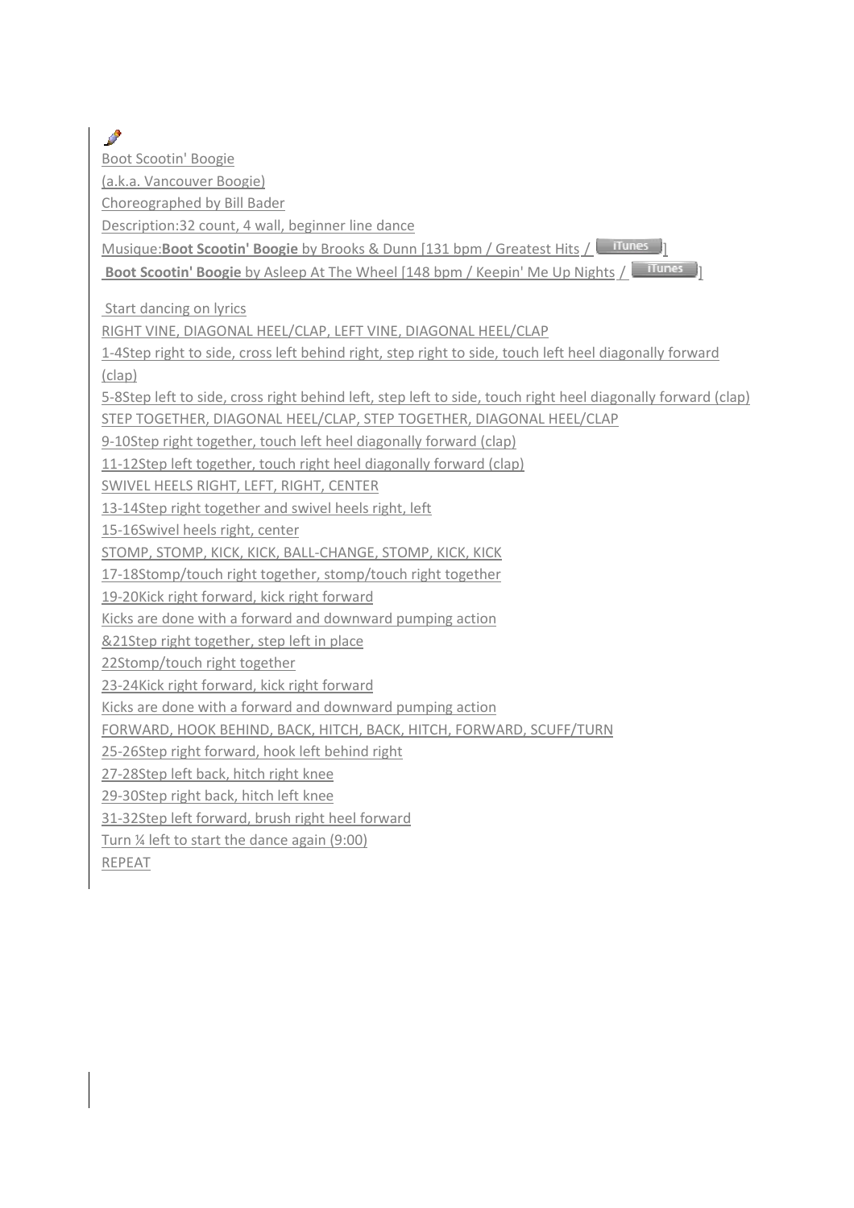Boot Scootin' Boogie

(a.k.a. Vancouver Boogie)

Choreographed by Bill Bader

Description:32 count, 4 wall, beginner line dance

Musique:**Boot Scootin' Boogie** by Brooks & Dunn [131 bpm / Greatest Hits / iTunes]

**Boot Scootin' Boogie** by Asleep At The Wheel [148 bpm / Keepin' Me Up Nights / iTunes]

Start dancing on lyrics

RIGHT VINE, DIAGONAL HEEL/CLAP, LEFT VINE, DIAGONAL HEEL/CLAP

1-4Step right to side, cross left behind right, step right to side, touch left heel diagonally forward (clap)

5-8Step left to side, cross right behind left, step left to side, touch right heel diagonally forward (clap)

STEP TOGETHER, DIAGONAL HEEL/CLAP, STEP TOGETHER, DIAGONAL HEEL/CLAP

9-10Step right together, touch left heel diagonally forward (clap)

11-12Step left together, touch right heel diagonally forward (clap)

SWIVEL HEELS RIGHT, LEFT, RIGHT, CENTER

13-14Step right together and swivel heels right, left

15-16Swivel heels right, center

STOMP, STOMP, KICK, KICK, BALL-CHANGE, STOMP, KICK, KICK

17-18Stomp/touch right together, stomp/touch right together

19-20Kick right forward, kick right forward

Kicks are done with a forward and downward pumping action

&21Step right together, step left in place

22Stomp/touch right together

23-24Kick right forward, kick right forward

Kicks are done with a forward and downward pumping action

FORWARD, HOOK BEHIND, BACK, HITCH, BACK, HITCH, FORWARD, SCUFF/TURN

25-26Step right forward, hook left behind right

27-28Step left back, hitch right knee

29-30Step right back, hitch left knee

31-32Step left forward, brush right heel forward

Turn ¼ left to start the dance again (9:00)

REPEAT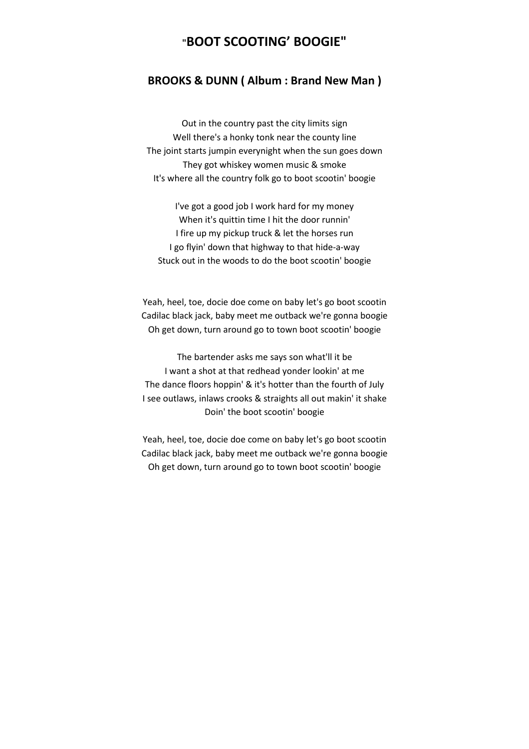# "BOOT SCOOTING' BOOGIE"

## BROOKS & DUNN ( Album : Brand New Man )

Out in the country past the city limits sign
Well there's a honky tonk near the county line
The joint starts jumpin everynight when the sun goes down
They got whiskey women music & smoke
It's where all the country folk go to boot scootin' boogie

I've got a good job I work hard for my money
When it's quittin time I hit the door runnin'
I fire up my pickup truck & let the horses run
I go flyin' down that highway to that hide-a-way
Stuck out in the woods to do the boot scootin' boogie

Yeah, heel, toe, docie doe come on baby let's go boot scootin
Cadilac black jack, baby meet me outback we're gonna boogie
Oh get down, turn around go to town boot scootin' boogie

The bartender asks me says son what'll it be
I want a shot at that redhead yonder lookin' at me
The dance floors hoppin' & it's hotter than the fourth of July
I see outlaws, inlaws crooks & straights all out makin' it shake
Doin' the boot scootin' boogie

Yeah, heel, toe, docie doe come on baby let's go boot scootin
Cadilac black jack, baby meet me outback we're gonna boogie
Oh get down, turn around go to town boot scootin' boogie